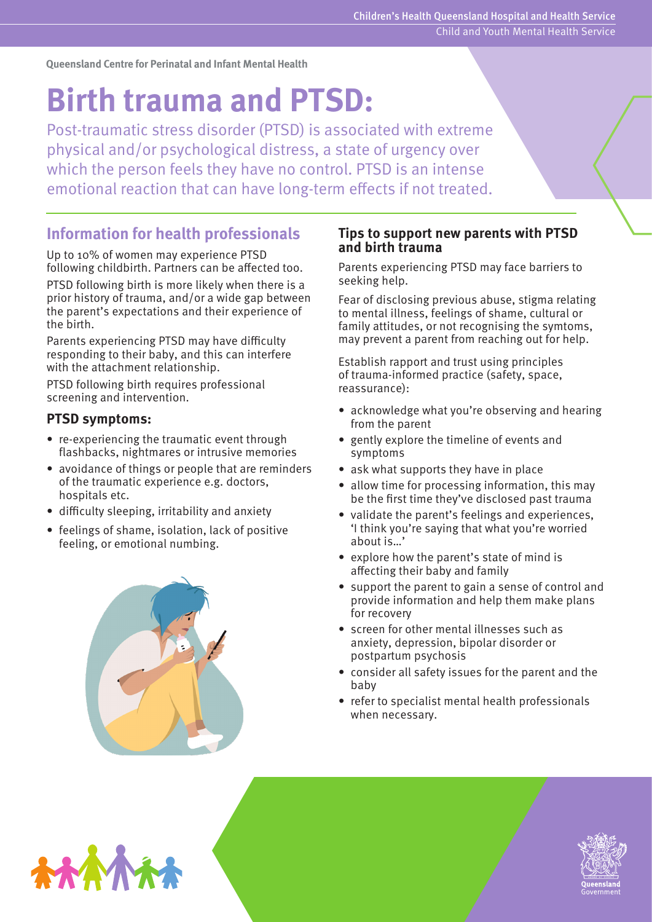Queensland Centre for Perinatal and Infant Mental Health

# Birth trauma and PTSD:

Post-traumatic stress disorder (PTSD) is associated with extreme physical and/or psychological distress, a state of urgency over which the person feels they have no control. PTSD is an intense emotional reaction that can have long-term effects if not treated.

## Information for health professionals

Up to 10% of women may experience PTSD following childbirth. Partners can be affected too.

PTSD following birth is more likely when there is a prior history of trauma, and/or a wide gap between the parent's expectations and their experience of the birth.

Parents experiencing PTSD may have difficulty responding to their baby, and this can interfere with the attachment relationship.

PTSD following birth requires professional screening and intervention.

### PTSD symptoms:

- re-experiencing the traumatic event through flashbacks, nightmares or intrusive memories
- avoidance of things or people that are reminders of the traumatic experience e.g. doctors, hospitals etc.
- difficulty sleeping, irritability and anxiety
- feelings of shame, isolation, lack of positive feeling, or emotional numbing.

### Tips to support new parents with PTSD and birth trauma

Parents experiencing PTSD may face barriers to seeking help.

Fear of disclosing previous abuse, stigma relating to mental illness, feelings of shame, cultural or family attitudes, or not recognising the symtoms, may prevent a parent from reaching out for help.

Establish rapport and trust using principles of trauma-informed practice (safety, space, reassurance):

- acknowledge what you're observing and hearing from the parent
- gently explore the timeline of events and symptoms
- ask what supports they have in place
- allow time for processing information, this may be the first time they've disclosed past trauma
- validate the parent's feelings and experiences, 'I think you're saying that what you're worried about is…'
- explore how the parent's state of mind is affecting their baby and family
- support the parent to gain a sense of control and provide information and help them make plans for recovery
- screen for other mental illnesses such as anxiety, depression, bipolar disorder or postpartum psychosis
- consider all safety issues for the parent and the baby
- refer to specialist mental health professionals when necessary.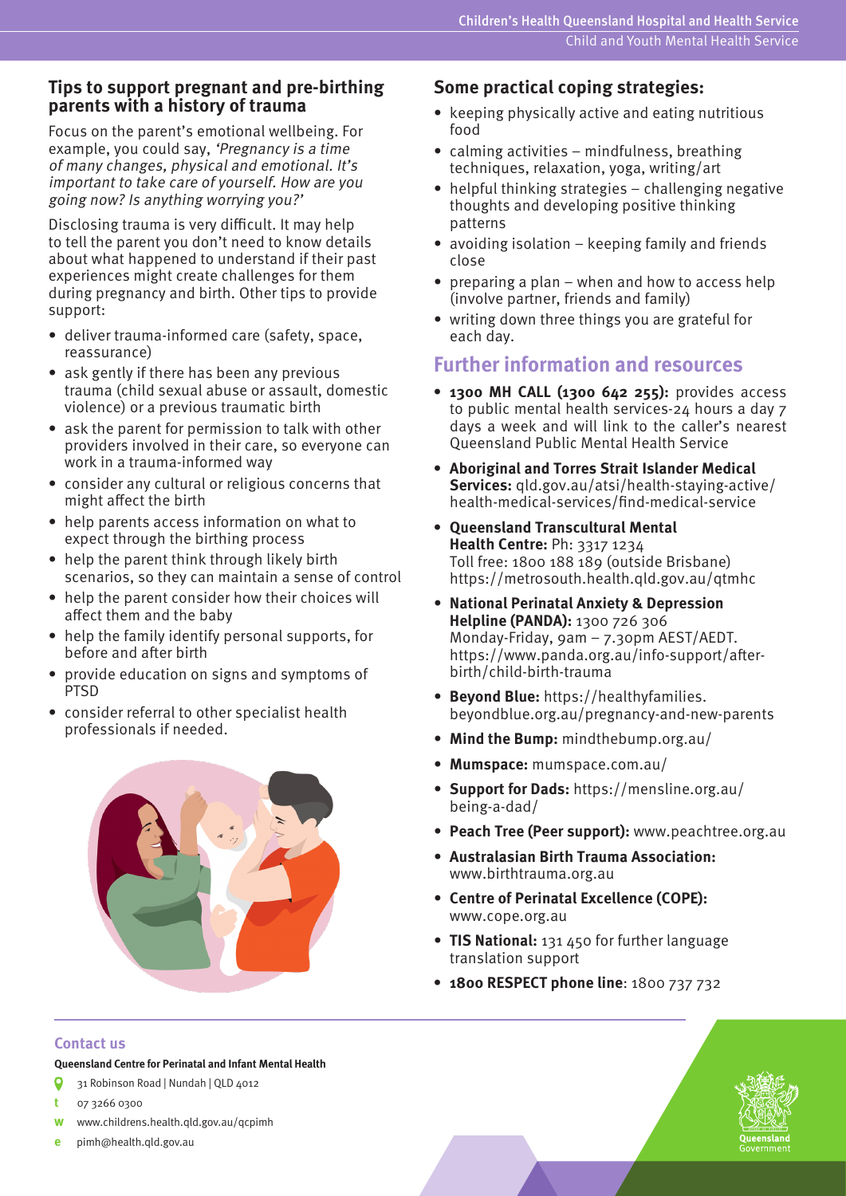## Tips to support pregnant and pre-birthing parents with a history of trauma

Focus on the parent's emotional wellbeing. For example, you could say, *'Pregnancy is a time of many changes, physical and emotional. It's important to take care of yourself. How are you going now? Is anything worrying you?'*

Disclosing trauma is very difficult. It may help to tell the parent you don't need to know details about what happened to understand if their past experiences might create challenges for them during pregnancy and birth. Other tips to provide support:

- deliver trauma-informed care (safety, space, reassurance)
- ask gently if there has been any previous trauma (child sexual abuse or assault, domestic violence) or a previous traumatic birth
- ask the parent for permission to talk with other providers involved in their care, so everyone can work in a trauma-informed way
- consider any cultural or religious concerns that might affect the birth
- help parents access information on what to expect through the birthing process
- help the parent think through likely birth scenarios, so they can maintain a sense of control
- help the parent consider how their choices will affect them and the baby
- help the family identify personal supports, for before and after birth
- provide education on signs and symptoms of PTSD
- consider referral to other specialist health professionals if needed.

## Some practical coping strategies:

- keeping physically active and eating nutritious food
- calming activities – mindfulness, breathing techniques, relaxation, yoga, writing/art
- helpful thinking strategies – challenging negative thoughts and developing positive thinking patterns
- avoiding isolation – keeping family and friends close
- preparing a plan – when and how to access help (involve partner, friends and family)
- writing down three things you are grateful for each day.

## Further information and resources

- **1300 MH CALL (1300 642 255):** provides access to public mental health services-24 hours a day 7 days a week and will link to the caller's nearest Queensland Public Mental Health Service
- **Aboriginal and Torres Strait Islander Medical Services:** qld.gov.au/atsi/health-staying-active/health-medical-services/find-medical-service
- **Queensland Transcultural Mental Health Centre:** Ph: 3317 1234
  Toll free: 1800 188 189 (outside Brisbane)
  https://metrosouth.health.qld.gov.au/qtmhc
- **National Perinatal Anxiety & Depression Helpline (PANDA):** 1300 726 306
  Monday-Friday, 9am – 7.30pm AEST/AEDT.
  https://www.panda.org.au/info-support/after-birth/child-birth-trauma
- **Beyond Blue:** https://healthyfamilies.beyondblue.org.au/pregnancy-and-new-parents
- **Mind the Bump:** mindthebump.org.au/
- **Mumspace:** mumspace.com.au/
- **Support for Dads:** https://mensline.org.au/being-a-dad/
- **Peach Tree (Peer support):** www.peachtree.org.au
- **Australasian Birth Trauma Association:** www.birthtrauma.org.au
- **Centre of Perinatal Excellence (COPE):** www.cope.org.au
- **TIS National:** 131 450 for further language translation support
- **1800 RESPECT phone line**: 1800 737 732

### Contact us

**Queensland Centre for Perinatal and Infant Mental Health**

31 Robinson Road | Nundah | QLD 4012
t 07 3266 0300
w www.childrens.health.qld.gov.au/qcpimh
e pimh@health.qld.gov.au